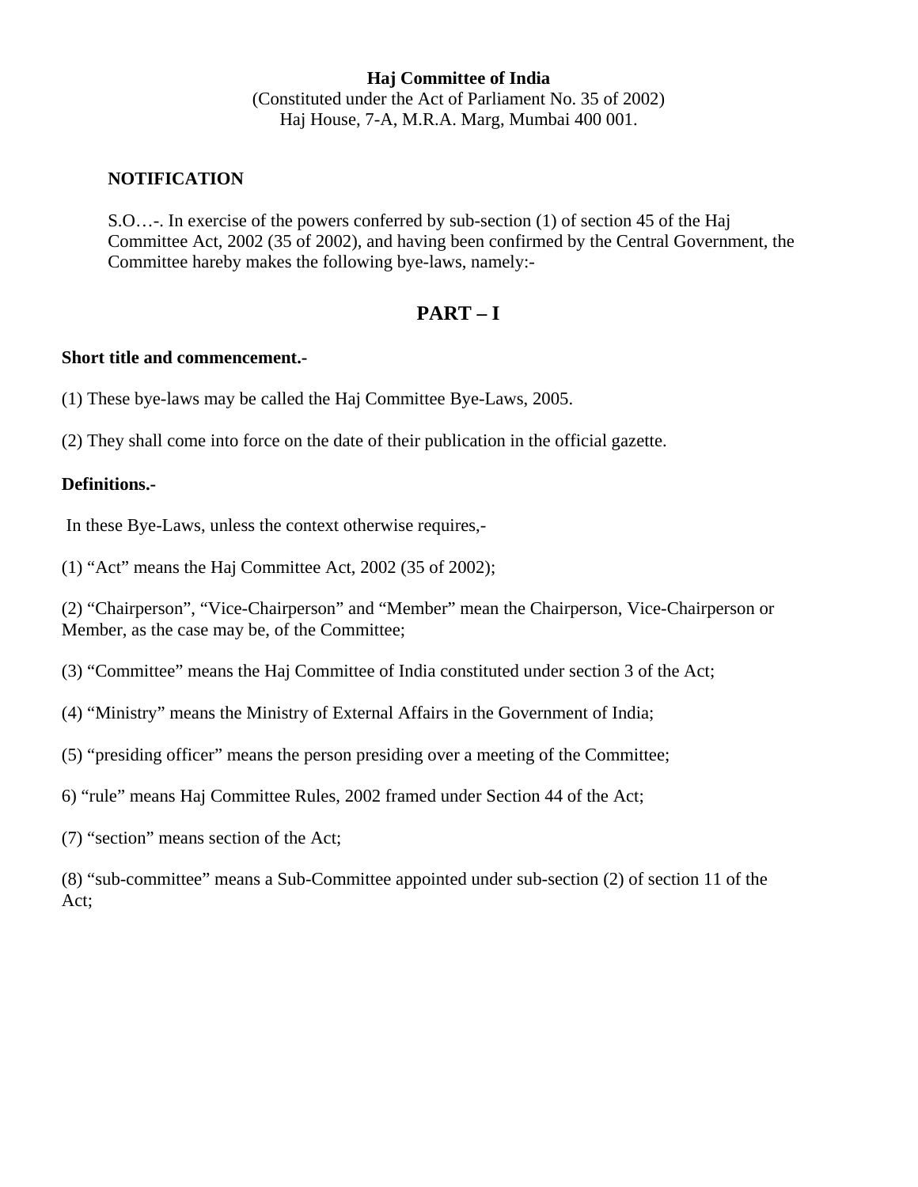**Haj Committee of India**
(Constituted under the Act of Parliament No. 35 of 2002)
Haj House, 7-A, M.R.A. Marg, Mumbai 400 001.

**NOTIFICATION**

S.O…-. In exercise of the powers conferred by sub-section (1) of section 45 of the Haj Committee Act, 2002 (35 of 2002), and having been confirmed by the Central Government, the Committee hareby makes the following bye-laws, namely:-

# PART – I

**Short title and commencement.-**

(1) These bye-laws may be called the Haj Committee Bye-Laws, 2005.

(2) They shall come into force on the date of their publication in the official gazette.

**Definitions.-**

In these Bye-Laws, unless the context otherwise requires,-

(1) "Act" means the Haj Committee Act, 2002 (35 of 2002);

(2) "Chairperson", "Vice-Chairperson" and "Member" mean the Chairperson, Vice-Chairperson or Member, as the case may be, of the Committee;

(3) "Committee" means the Haj Committee of India constituted under section 3 of the Act;

(4) "Ministry" means the Ministry of External Affairs in the Government of India;

(5) "presiding officer" means the person presiding over a meeting of the Committee;

6) "rule" means Haj Committee Rules, 2002 framed under Section 44 of the Act;

(7) "section" means section of the Act;

(8) "sub-committee" means a Sub-Committee appointed under sub-section (2) of section 11 of the Act;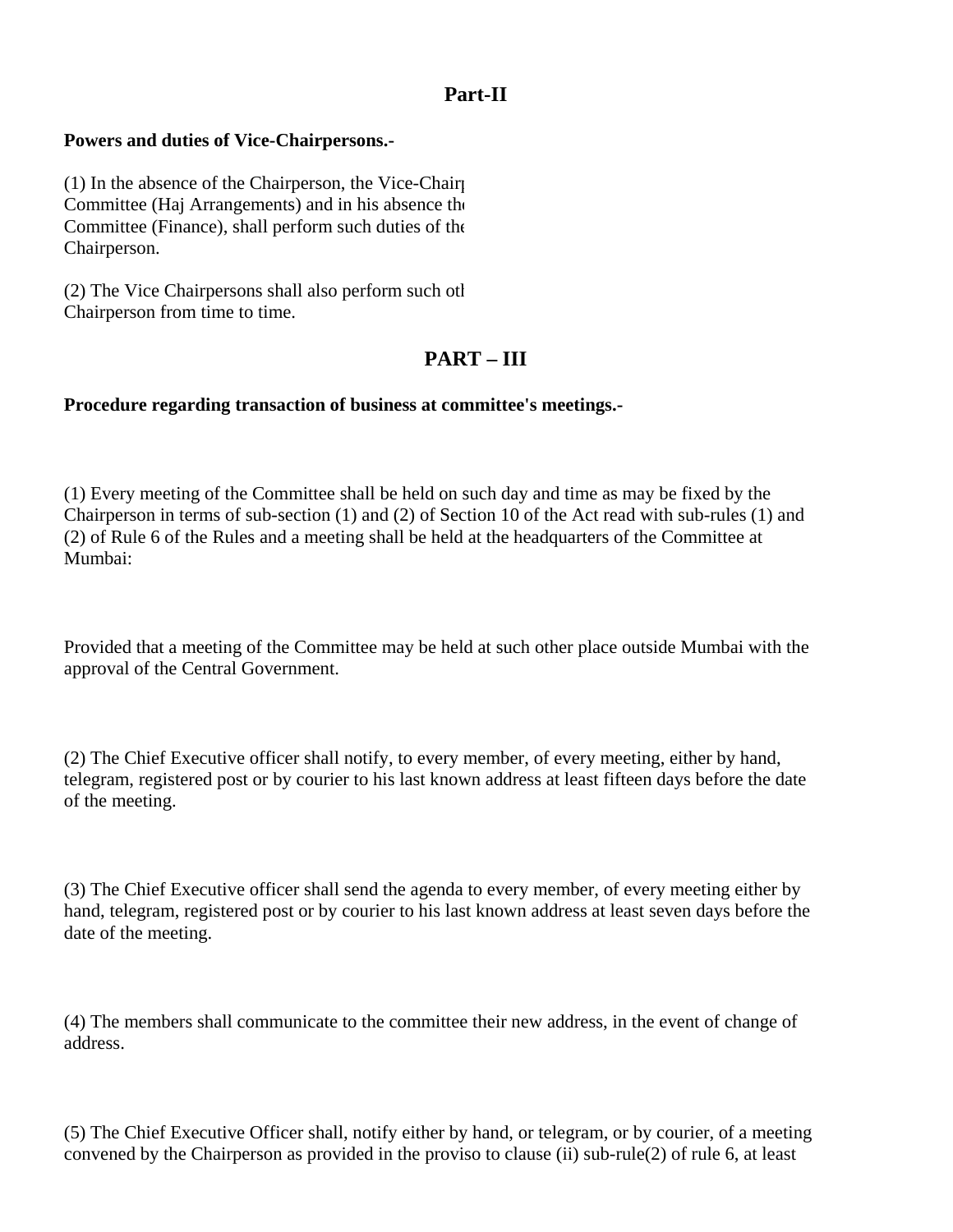## Part-II

**Powers and duties of Vice-Chairpersons.-**

(1) In the absence of the Chairperson, the Vice-Chairp
Committee (Haj Arrangements) and in his absence th
Committee (Finance), shall perform such duties of the
Chairperson.

(2) The Vice Chairpersons shall also perform such oth
Chairperson from time to time.

## PART – III

**Procedure regarding transaction of business at committee's meetings.-**

(1) Every meeting of the Committee shall be held on such day and time as may be fixed by the Chairperson in terms of sub-section (1) and (2) of Section 10 of the Act read with sub-rules (1) and (2) of Rule 6 of the Rules and a meeting shall be held at the headquarters of the Committee at Mumbai:

Provided that a meeting of the Committee may be held at such other place outside Mumbai with the approval of the Central Government.

(2) The Chief Executive officer shall notify, to every member, of every meeting, either by hand, telegram, registered post or by courier to his last known address at least fifteen days before the date of the meeting.

(3) The Chief Executive officer shall send the agenda to every member, of every meeting either by hand, telegram, registered post or by courier to his last known address at least seven days before the date of the meeting.

(4) The members shall communicate to the committee their new address, in the event of change of address.

(5) The Chief Executive Officer shall, notify either by hand, or telegram, or by courier, of a meeting convened by the Chairperson as provided in the proviso to clause (ii) sub-rule(2) of rule 6, at least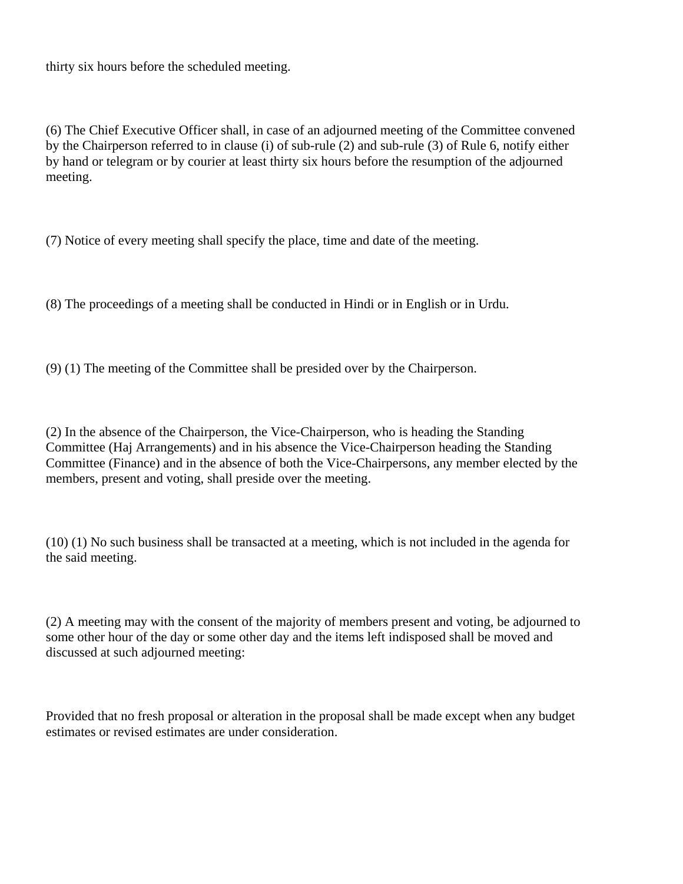thirty six hours before the scheduled meeting.

(6) The Chief Executive Officer shall, in case of an adjourned meeting of the Committee convened by the Chairperson referred to in clause (i) of sub-rule (2) and sub-rule (3) of Rule 6, notify either by hand or telegram or by courier at least thirty six hours before the resumption of the adjourned meeting.

(7) Notice of every meeting shall specify the place, time and date of the meeting.

(8) The proceedings of a meeting shall be conducted in Hindi or in English or in Urdu.

(9) (1) The meeting of the Committee shall be presided over by the Chairperson.

(2) In the absence of the Chairperson, the Vice-Chairperson, who is heading the Standing Committee (Haj Arrangements) and in his absence the Vice-Chairperson heading the Standing Committee (Finance) and in the absence of both the Vice-Chairpersons, any member elected by the members, present and voting, shall preside over the meeting.

(10) (1) No such business shall be transacted at a meeting, which is not included in the agenda for the said meeting.

(2) A meeting may with the consent of the majority of members present and voting, be adjourned to some other hour of the day or some other day and the items left indisposed shall be moved and discussed at such adjourned meeting:

Provided that no fresh proposal or alteration in the proposal shall be made except when any budget estimates or revised estimates are under consideration.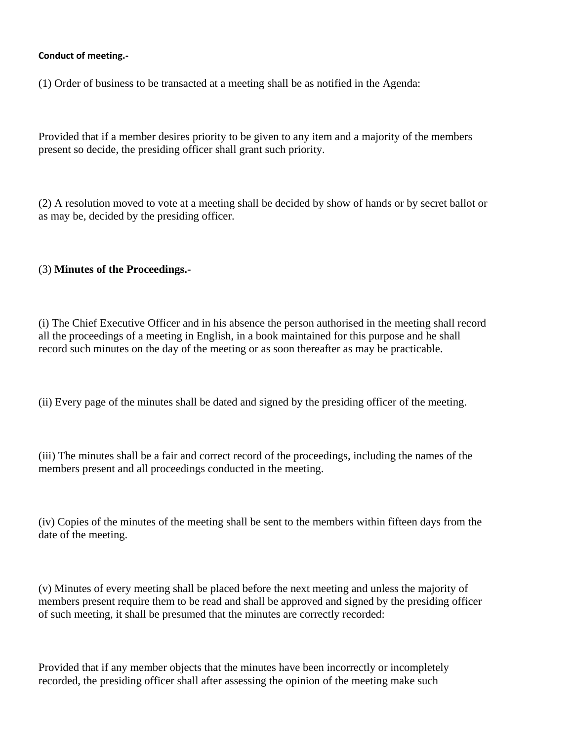**Conduct of meeting.-**

(1) Order of business to be transacted at a meeting shall be as notified in the Agenda:

Provided that if a member desires priority to be given to any item and a majority of the members present so decide, the presiding officer shall grant such priority.

(2) A resolution moved to vote at a meeting shall be decided by show of hands or by secret ballot or as may be, decided by the presiding officer.

(3) **Minutes of the Proceedings.-**

(i) The Chief Executive Officer and in his absence the person authorised in the meeting shall record all the proceedings of a meeting in English, in a book maintained for this purpose and he shall record such minutes on the day of the meeting or as soon thereafter as may be practicable.

(ii) Every page of the minutes shall be dated and signed by the presiding officer of the meeting.

(iii) The minutes shall be a fair and correct record of the proceedings, including the names of the members present and all proceedings conducted in the meeting.

(iv) Copies of the minutes of the meeting shall be sent to the members within fifteen days from the date of the meeting.

(v) Minutes of every meeting shall be placed before the next meeting and unless the majority of members present require them to be read and shall be approved and signed by the presiding officer of such meeting, it shall be presumed that the minutes are correctly recorded:

Provided that if any member objects that the minutes have been incorrectly or incompletely recorded, the presiding officer shall after assessing the opinion of the meeting make such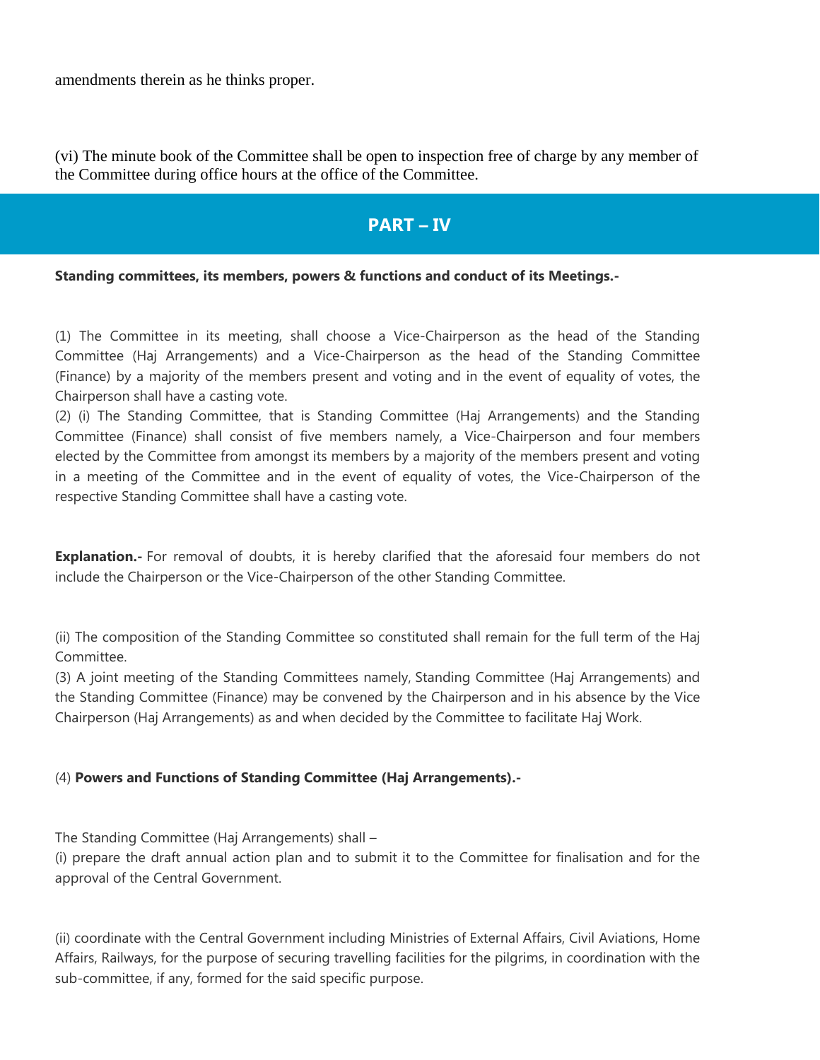amendments therein as he thinks proper.

(vi) The minute book of the Committee shall be open to inspection free of charge by any member of the Committee during office hours at the office of the Committee.

## PART – IV

**Standing committees, its members, powers & functions and conduct of its Meetings.-**

(1) The Committee in its meeting, shall choose a Vice-Chairperson as the head of the Standing Committee (Haj Arrangements) and a Vice-Chairperson as the head of the Standing Committee (Finance) by a majority of the members present and voting and in the event of equality of votes, the Chairperson shall have a casting vote.

(2) (i) The Standing Committee, that is Standing Committee (Haj Arrangements) and the Standing Committee (Finance) shall consist of five members namely, a Vice-Chairperson and four members elected by the Committee from amongst its members by a majority of the members present and voting in a meeting of the Committee and in the event of equality of votes, the Vice-Chairperson of the respective Standing Committee shall have a casting vote.

**Explanation.-** For removal of doubts, it is hereby clarified that the aforesaid four members do not include the Chairperson or the Vice-Chairperson of the other Standing Committee.

(ii) The composition of the Standing Committee so constituted shall remain for the full term of the Haj Committee.

(3) A joint meeting of the Standing Committees namely, Standing Committee (Haj Arrangements) and the Standing Committee (Finance) may be convened by the Chairperson and in his absence by the Vice Chairperson (Haj Arrangements) as and when decided by the Committee to facilitate Haj Work.

(4) **Powers and Functions of Standing Committee (Haj Arrangements).-**

The Standing Committee (Haj Arrangements) shall –

(i) prepare the draft annual action plan and to submit it to the Committee for finalisation and for the approval of the Central Government.

(ii) coordinate with the Central Government including Ministries of External Affairs, Civil Aviations, Home Affairs, Railways, for the purpose of securing travelling facilities for the pilgrims, in coordination with the sub-committee, if any, formed for the said specific purpose.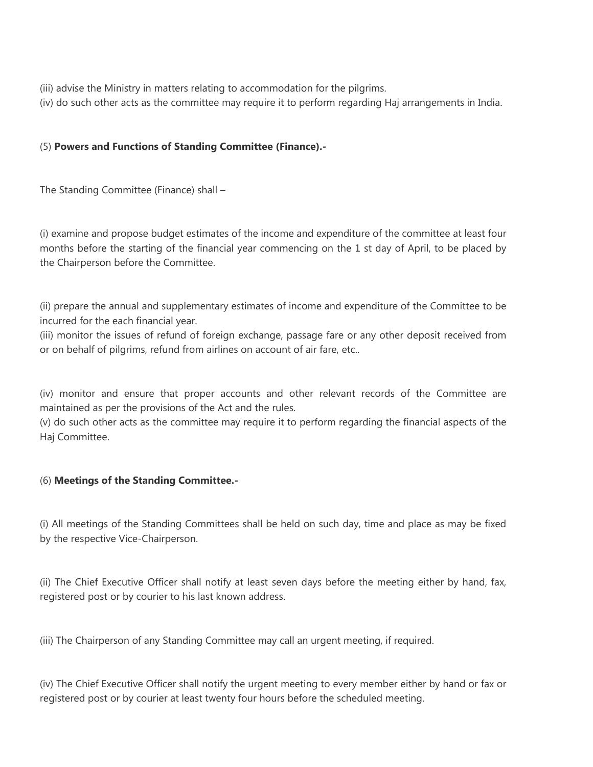(iii) advise the Ministry in matters relating to accommodation for the pilgrims.
(iv) do such other acts as the committee may require it to perform regarding Haj arrangements in India.

(5) **Powers and Functions of Standing Committee (Finance).-**

The Standing Committee (Finance) shall –

(i) examine and propose budget estimates of the income and expenditure of the committee at least four months before the starting of the financial year commencing on the 1 st day of April, to be placed by the Chairperson before the Committee.

(ii) prepare the annual and supplementary estimates of income and expenditure of the Committee to be incurred for the each financial year.
(iii) monitor the issues of refund of foreign exchange, passage fare or any other deposit received from or on behalf of pilgrims, refund from airlines on account of air fare, etc..

(iv) monitor and ensure that proper accounts and other relevant records of the Committee are maintained as per the provisions of the Act and the rules.
(v) do such other acts as the committee may require it to perform regarding the financial aspects of the Haj Committee.

(6) **Meetings of the Standing Committee.-**

(i) All meetings of the Standing Committees shall be held on such day, time and place as may be fixed by the respective Vice-Chairperson.

(ii) The Chief Executive Officer shall notify at least seven days before the meeting either by hand, fax, registered post or by courier to his last known address.

(iii) The Chairperson of any Standing Committee may call an urgent meeting, if required.

(iv) The Chief Executive Officer shall notify the urgent meeting to every member either by hand or fax or registered post or by courier at least twenty four hours before the scheduled meeting.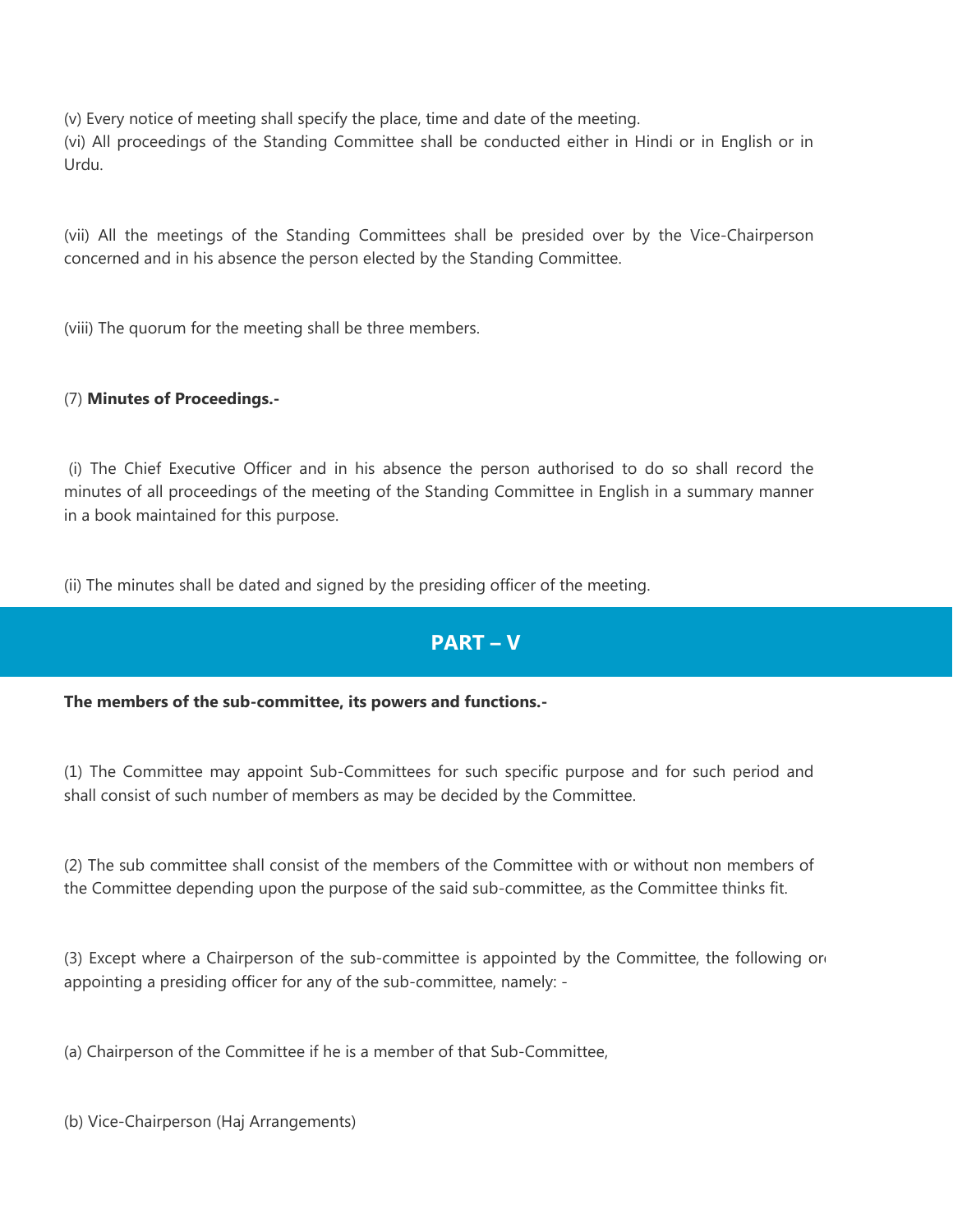(v) Every notice of meeting shall specify the place, time and date of the meeting.

(vi) All proceedings of the Standing Committee shall be conducted either in Hindi or in English or in Urdu.

(vii) All the meetings of the Standing Committees shall be presided over by the Vice-Chairperson concerned and in his absence the person elected by the Standing Committee.

(viii) The quorum for the meeting shall be three members.

(7) **Minutes of Proceedings.-**

(i) The Chief Executive Officer and in his absence the person authorised to do so shall record the minutes of all proceedings of the meeting of the Standing Committee in English in a summary manner in a book maintained for this purpose.

(ii) The minutes shall be dated and signed by the presiding officer of the meeting.

## PART – V

**The members of the sub-committee, its powers and functions.-**

(1) The Committee may appoint Sub-Committees for such specific purpose and for such period and shall consist of such number of members as may be decided by the Committee.

(2) The sub committee shall consist of the members of the Committee with or without non members of the Committee depending upon the purpose of the said sub-committee, as the Committee thinks fit.

(3) Except where a Chairperson of the sub-committee is appointed by the Committee, the following or appointing a presiding officer for any of the sub-committee, namely: -

(a) Chairperson of the Committee if he is a member of that Sub-Committee,

(b) Vice-Chairperson (Haj Arrangements)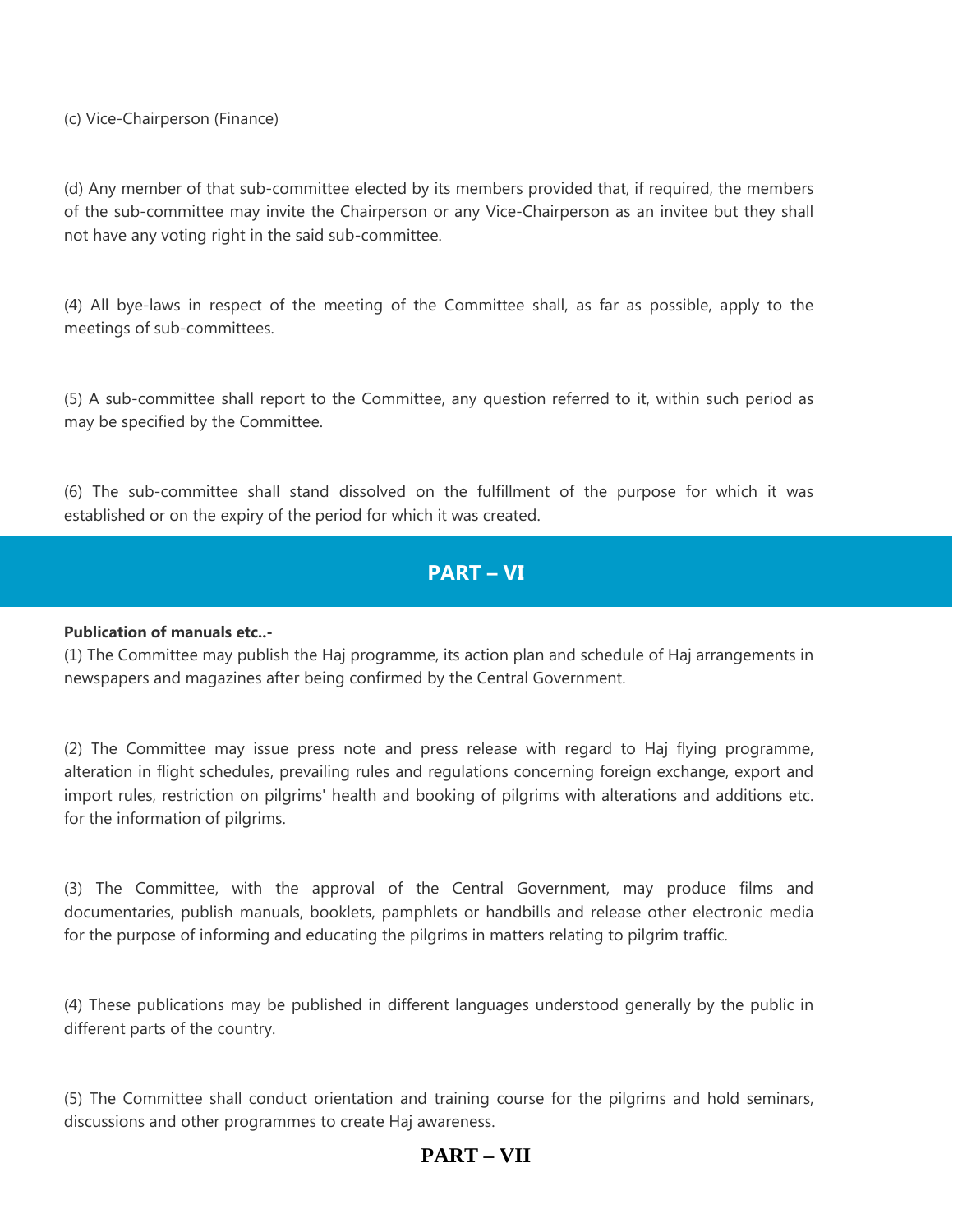(c) Vice-Chairperson (Finance)

(d) Any member of that sub-committee elected by its members provided that, if required, the members of the sub-committee may invite the Chairperson or any Vice-Chairperson as an invitee but they shall not have any voting right in the said sub-committee.

(4) All bye-laws in respect of the meeting of the Committee shall, as far as possible, apply to the meetings of sub-committees.

(5) A sub-committee shall report to the Committee, any question referred to it, within such period as may be specified by the Committee.

(6) The sub-committee shall stand dissolved on the fulfillment of the purpose for which it was established or on the expiry of the period for which it was created.

## PART – VI

**Publication of manuals etc..-**

(1) The Committee may publish the Haj programme, its action plan and schedule of Haj arrangements in newspapers and magazines after being confirmed by the Central Government.

(2) The Committee may issue press note and press release with regard to Haj flying programme, alteration in flight schedules, prevailing rules and regulations concerning foreign exchange, export and import rules, restriction on pilgrims' health and booking of pilgrims with alterations and additions etc. for the information of pilgrims.

(3) The Committee, with the approval of the Central Government, may produce films and documentaries, publish manuals, booklets, pamphlets or handbills and release other electronic media for the purpose of informing and educating the pilgrims in matters relating to pilgrim traffic.

(4) These publications may be published in different languages understood generally by the public in different parts of the country.

(5) The Committee shall conduct orientation and training course for the pilgrims and hold seminars, discussions and other programmes to create Haj awareness.

## PART – VII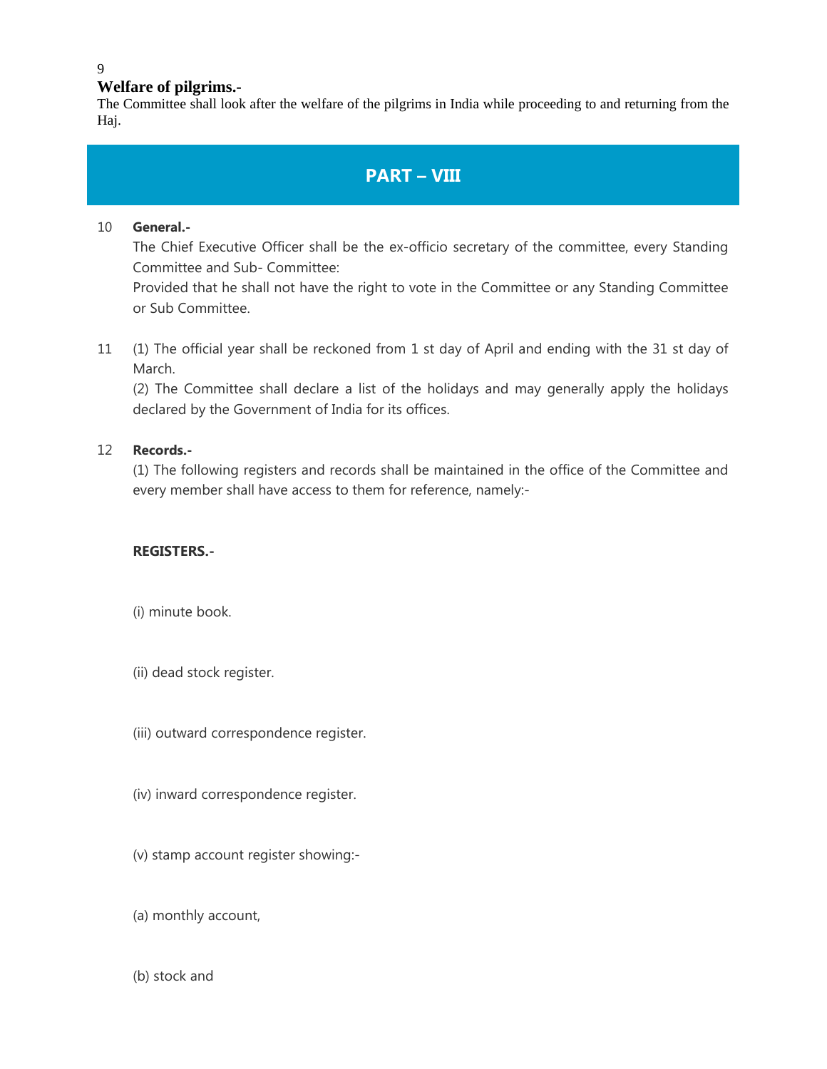9

**Welfare of pilgrims.-**

The Committee shall look after the welfare of the pilgrims in India while proceeding to and returning from the Haj.

## PART – VIII

10 **General.-**

The Chief Executive Officer shall be the ex-officio secretary of the committee, every Standing Committee and Sub- Committee:

Provided that he shall not have the right to vote in the Committee or any Standing Committee or Sub Committee.

11 (1) The official year shall be reckoned from 1 st day of April and ending with the 31 st day of March.

(2) The Committee shall declare a list of the holidays and may generally apply the holidays declared by the Government of India for its offices.

12 **Records.-**

(1) The following registers and records shall be maintained in the office of the Committee and every member shall have access to them for reference, namely:-

**REGISTERS.-**

(i) minute book.

(ii) dead stock register.

(iii) outward correspondence register.

(iv) inward correspondence register.

(v) stamp account register showing:-

(a) monthly account,

(b) stock and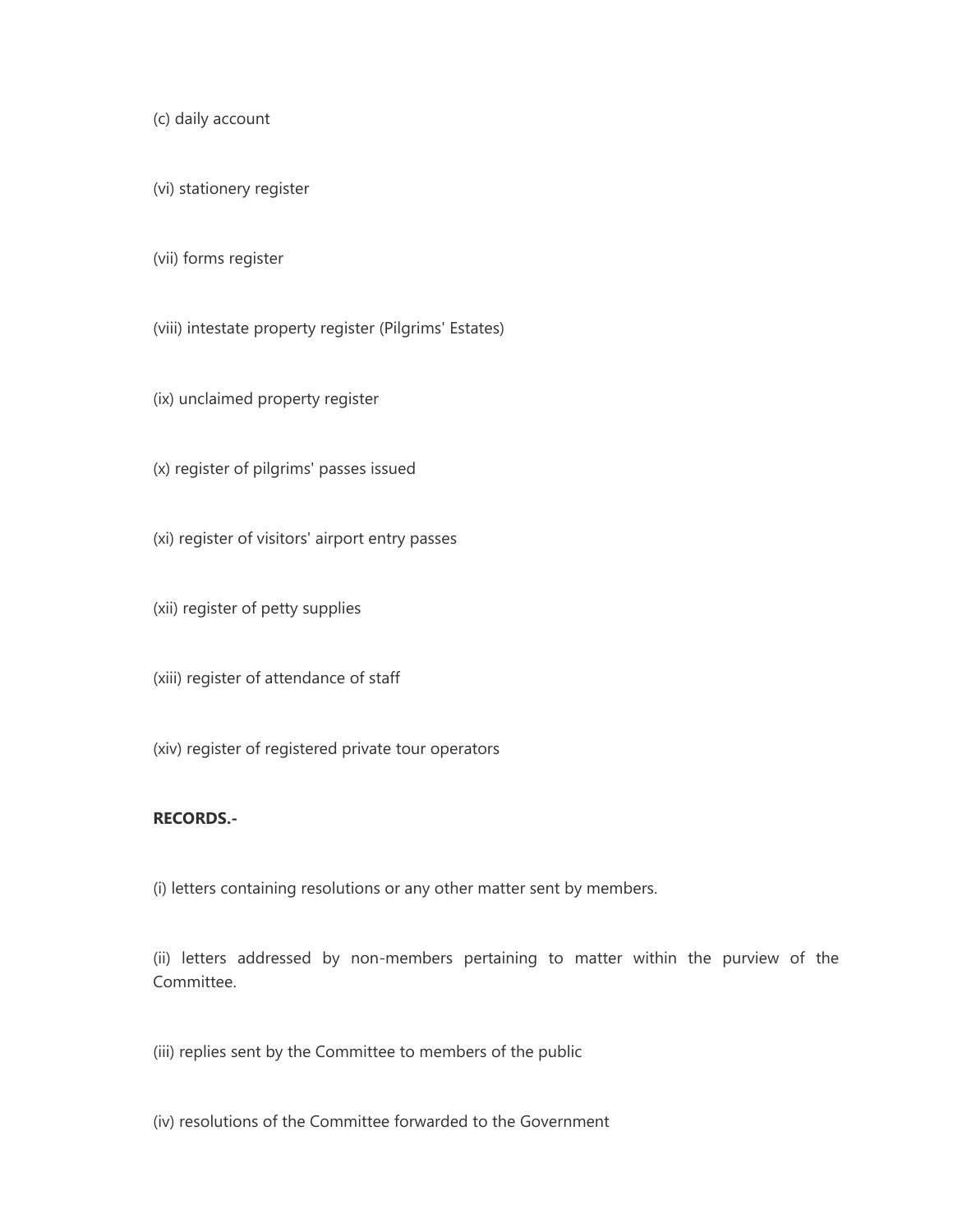(c) daily account

(vi) stationery register

(vii) forms register

(viii) intestate property register (Pilgrims' Estates)

(ix) unclaimed property register

(x) register of pilgrims' passes issued

(xi) register of visitors' airport entry passes

(xii) register of petty supplies

(xiii) register of attendance of staff

(xiv) register of registered private tour operators

**RECORDS.-**

(i) letters containing resolutions or any other matter sent by members.

(ii) letters addressed by non-members pertaining to matter within the purview of the Committee.

(iii) replies sent by the Committee to members of the public

(iv) resolutions of the Committee forwarded to the Government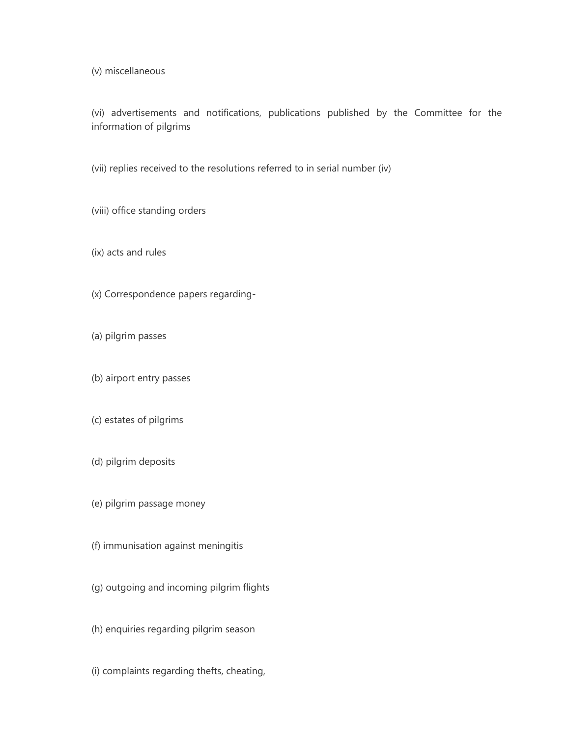(v) miscellaneous

(vi) advertisements and notifications, publications published by the Committee for the information of pilgrims

(vii) replies received to the resolutions referred to in serial number (iv)

(viii) office standing orders

(ix) acts and rules

(x) Correspondence papers regarding-

(a) pilgrim passes

(b) airport entry passes

(c) estates of pilgrims

(d) pilgrim deposits

(e) pilgrim passage money

(f) immunisation against meningitis

(g) outgoing and incoming pilgrim flights

(h) enquiries regarding pilgrim season

(i) complaints regarding thefts, cheating,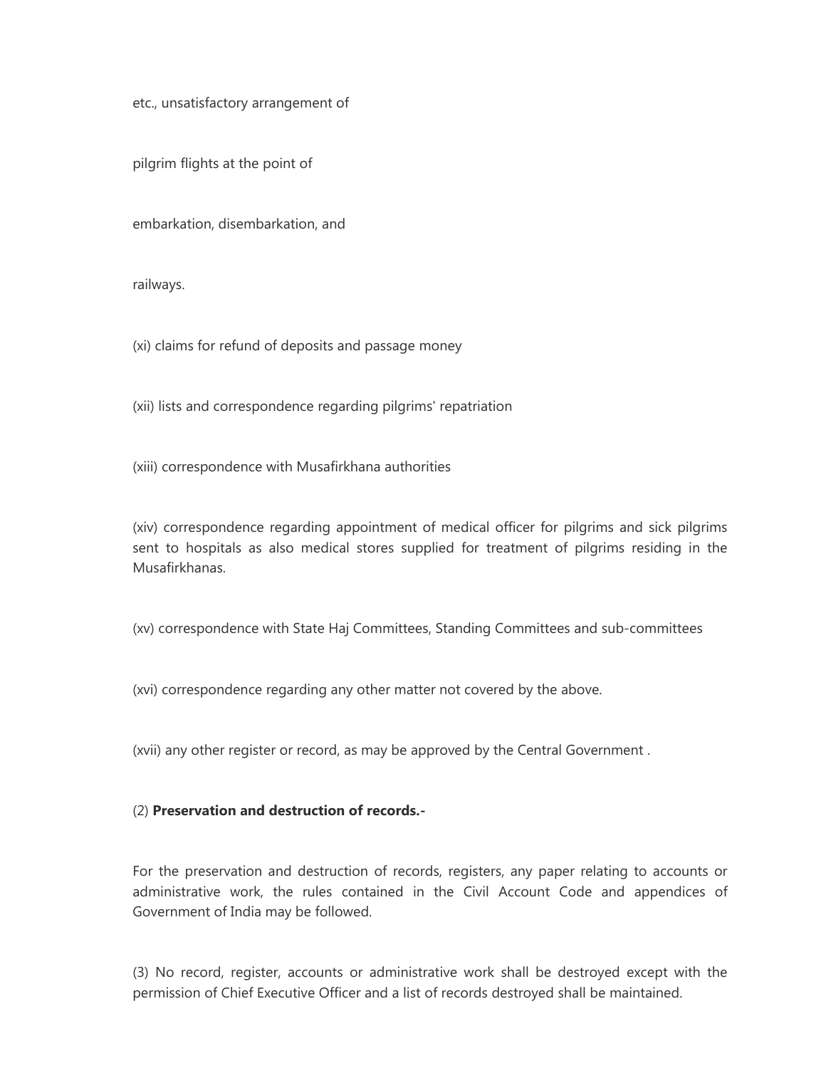etc., unsatisfactory arrangement of

pilgrim flights at the point of

embarkation, disembarkation, and

railways.

(xi) claims for refund of deposits and passage money

(xii) lists and correspondence regarding pilgrims' repatriation

(xiii) correspondence with Musafirkhana authorities

(xiv) correspondence regarding appointment of medical officer for pilgrims and sick pilgrims sent to hospitals as also medical stores supplied for treatment of pilgrims residing in the Musafirkhanas.

(xv) correspondence with State Haj Committees, Standing Committees and sub-committees

(xvi) correspondence regarding any other matter not covered by the above.

(xvii) any other register or record, as may be approved by the Central Government .

(2) **Preservation and destruction of records.-**

For the preservation and destruction of records, registers, any paper relating to accounts or administrative work, the rules contained in the Civil Account Code and appendices of Government of India may be followed.

(3) No record, register, accounts or administrative work shall be destroyed except with the permission of Chief Executive Officer and a list of records destroyed shall be maintained.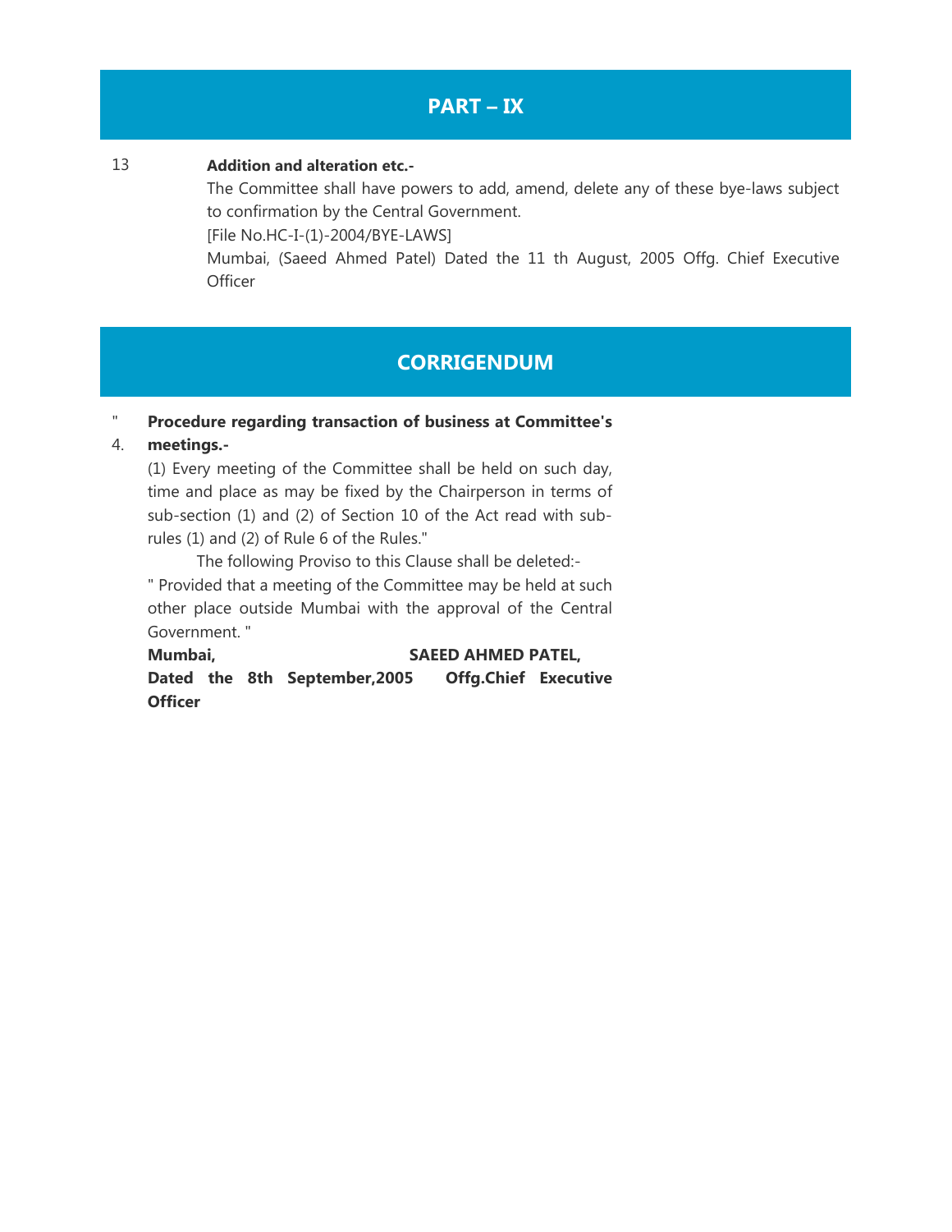## PART – IX

13 **Addition and alteration etc.-**

The Committee shall have powers to add, amend, delete any of these bye-laws subject to confirmation by the Central Government.

[File No.HC-I-(1)-2004/BYE-LAWS]

Mumbai, (Saeed Ahmed Patel) Dated the 11 th August, 2005 Offg. Chief Executive Officer

## CORRIGENDUM

" 4. **Procedure regarding transaction of business at Committee's meetings.-**

(1) Every meeting of the Committee shall be held on such day, time and place as may be fixed by the Chairperson in terms of sub-section (1) and (2) of Section 10 of the Act read with sub-rules (1) and (2) of Rule 6 of the Rules."

The following Proviso to this Clause shall be deleted:-

" Provided that a meeting of the Committee may be held at such other place outside Mumbai with the approval of the Central Government. "

**Mumbai,** **SAEED AHMED PATEL,**
**Dated the 8th September,2005** **Offg.Chief Executive Officer**